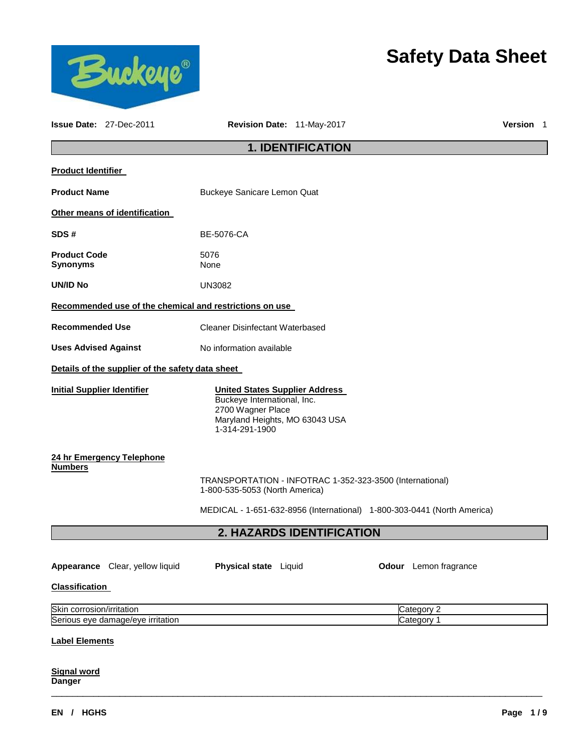# Safety Data Sheet

**Issue Date:** 27-Dec-2011 **Revision Date:** 11-May-2017 **Version** 1

## 1. IDENTIFICATION

**Product Identifier**

**Product Name** Buckeye Sanicare Lemon Quat

**Other means of identification**

**SDS #** BE-5076-CA

**Product Code** 5076
**Synonyms** None

**UN/ID No** UN3082

**Recommended use of the chemical and restrictions on use**

**Recommended Use** Cleaner Disinfectant Waterbased

**Uses Advised Against** No information available

**Details of the supplier of the safety data sheet**

**Initial Supplier Identifier**

**United States Supplier Address**
Buckeye International, Inc.
2700 Wagner Place
Maryland Heights, MO 63043 USA
1-314-291-1900

**24 hr Emergency Telephone Numbers**

TRANSPORTATION - INFOTRAC 1-352-323-3500 (International) 1-800-535-5053 (North America)

MEDICAL - 1-651-632-8956 (International) 1-800-303-0441 (North America)

## 2. HAZARDS IDENTIFICATION

**Appearance** Clear, yellow liquid **Physical state** Liquid **Odour** Lemon fragrance

**Classification**

| Hazard | Category |
|---|---|
| Skin corrosion/irritation | Category 2 |
| Serious eye damage/eye irritation | Category 1 |

**Label Elements**

**Signal word**
**Danger**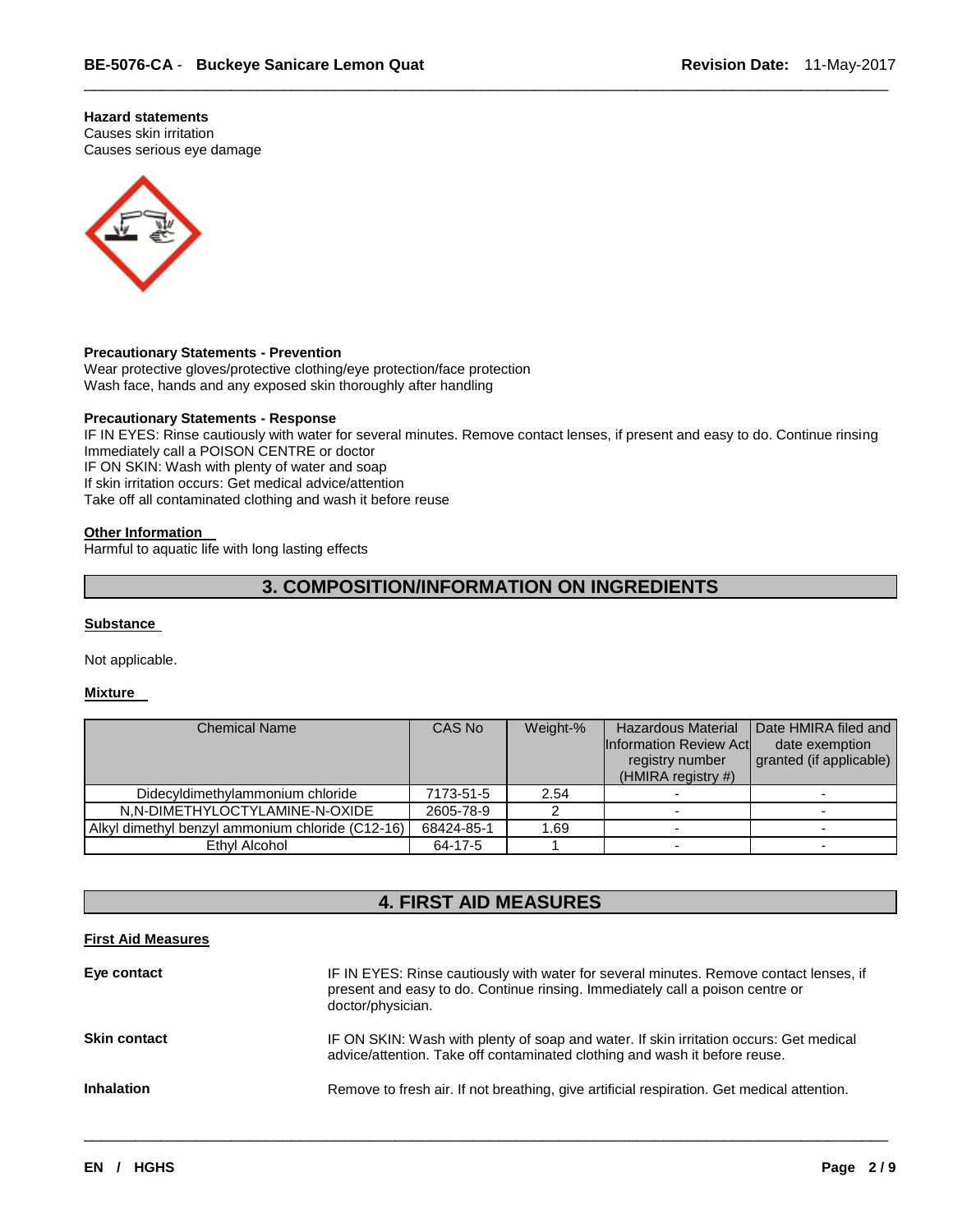**Hazard statements**
Causes skin irritation
Causes serious eye damage

**Precautionary Statements - Prevention**
Wear protective gloves/protective clothing/eye protection/face protection
Wash face, hands and any exposed skin thoroughly after handling

**Precautionary Statements - Response**
IF IN EYES: Rinse cautiously with water for several minutes. Remove contact lenses, if present and easy to do. Continue rinsing
Immediately call a POISON CENTRE or doctor
IF ON SKIN: Wash with plenty of water and soap
If skin irritation occurs: Get medical advice/attention
Take off all contaminated clothing and wash it before reuse

**Other Information**
Harmful to aquatic life with long lasting effects

## 3. COMPOSITION/INFORMATION ON INGREDIENTS

**Substance**

Not applicable.

**Mixture**

| Chemical Name | CAS No | Weight-% | Hazardous Material Information Review Act registry number (HMIRA registry #) | Date HMIRA filed and date exemption granted (if applicable) |
|---|---|---|---|---|
| Didecyldimethylammonium chloride | 7173-51-5 | 2.54 | - | - |
| N,N-DIMETHYLOCTYLAMINE-N-OXIDE | 2605-78-9 | 2 | - | - |
| Alkyl dimethyl benzyl ammonium chloride (C12-16) | 68424-85-1 | 1.69 | - | - |
| Ethyl Alcohol | 64-17-5 | 1 | - | - |

## 4. FIRST AID MEASURES

**First Aid Measures**

**Eye contact**
IF IN EYES: Rinse cautiously with water for several minutes. Remove contact lenses, if present and easy to do. Continue rinsing. Immediately call a poison centre or doctor/physician.

**Skin contact**
IF ON SKIN: Wash with plenty of soap and water. If skin irritation occurs: Get medical advice/attention. Take off contaminated clothing and wash it before reuse.

**Inhalation**
Remove to fresh air. If not breathing, give artificial respiration. Get medical attention.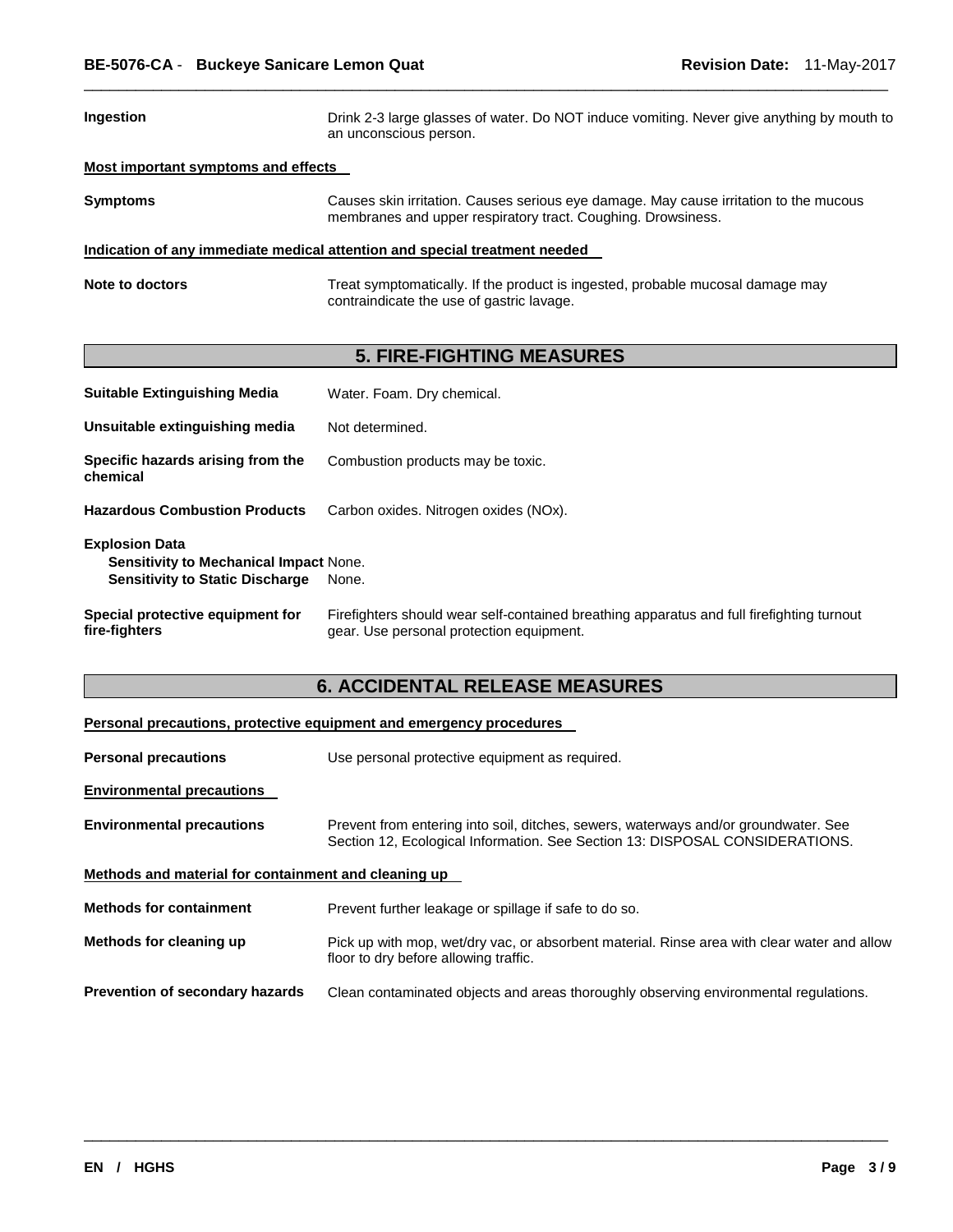**Ingestion** Drink 2-3 large glasses of water. Do NOT induce vomiting. Never give anything by mouth to an unconscious person.

**Most important symptoms and effects**

**Symptoms** Causes skin irritation. Causes serious eye damage. May cause irritation to the mucous membranes and upper respiratory tract. Coughing. Drowsiness.

**Indication of any immediate medical attention and special treatment needed**

**Note to doctors** Treat symptomatically. If the product is ingested, probable mucosal damage may contraindicate the use of gastric lavage.

## 5. FIRE-FIGHTING MEASURES

**Suitable Extinguishing Media** Water. Foam. Dry chemical.

**Unsuitable extinguishing media** Not determined.

**Specific hazards arising from the chemical** Combustion products may be toxic.

**Hazardous Combustion Products** Carbon oxides. Nitrogen oxides (NOx).

**Explosion Data**
**Sensitivity to Mechanical Impact** None.
**Sensitivity to Static Discharge** None.

**Special protective equipment for fire-fighters** Firefighters should wear self-contained breathing apparatus and full firefighting turnout gear. Use personal protection equipment.

## 6. ACCIDENTAL RELEASE MEASURES

**Personal precautions, protective equipment and emergency procedures**

**Personal precautions** Use personal protective equipment as required.

**Environmental precautions**

**Environmental precautions** Prevent from entering into soil, ditches, sewers, waterways and/or groundwater. See Section 12, Ecological Information. See Section 13: DISPOSAL CONSIDERATIONS.

**Methods and material for containment and cleaning up**

**Methods for containment** Prevent further leakage or spillage if safe to do so.

**Methods for cleaning up** Pick up with mop, wet/dry vac, or absorbent material. Rinse area with clear water and allow floor to dry before allowing traffic.

**Prevention of secondary hazards** Clean contaminated objects and areas thoroughly observing environmental regulations.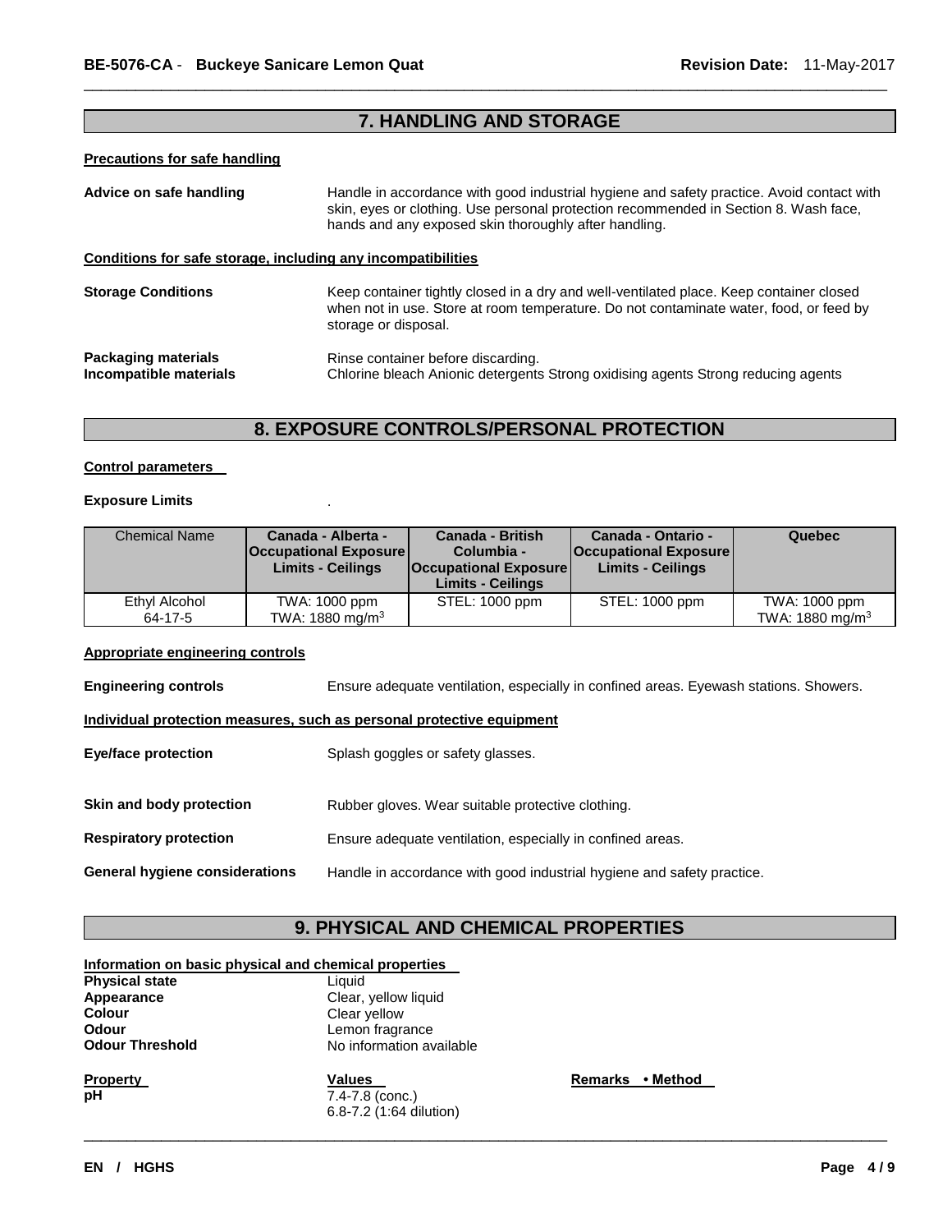## 7. HANDLING AND STORAGE

**Precautions for safe handling**

**Advice on safe handling**
Handle in accordance with good industrial hygiene and safety practice. Avoid contact with skin, eyes or clothing. Use personal protection recommended in Section 8. Wash face, hands and any exposed skin thoroughly after handling.

**Conditions for safe storage, including any incompatibilities**

**Storage Conditions**
Keep container tightly closed in a dry and well-ventilated place. Keep container closed when not in use. Store at room temperature. Do not contaminate water, food, or feed by storage or disposal.

**Packaging materials**
Rinse container before discarding.

**Incompatible materials**
Chlorine bleach Anionic detergents Strong oxidising agents Strong reducing agents

## 8. EXPOSURE CONTROLS/PERSONAL PROTECTION

**Control parameters**

**Exposure Limits** .

| Chemical Name | Canada - Alberta - Occupational Exposure Limits - Ceilings | Canada - British Columbia - Occupational Exposure Limits - Ceilings | Canada - Ontario - Occupational Exposure Limits - Ceilings | Quebec |
|---|---|---|---|---|
| Ethyl Alcohol 64-17-5 | TWA: 1000 ppm TWA: 1880 mg/m$^3$ | STEL: 1000 ppm | STEL: 1000 ppm | TWA: 1000 ppm TWA: 1880 mg/m$^3$ |

**Appropriate engineering controls**

**Engineering controls**
Ensure adequate ventilation, especially in confined areas. Eyewash stations. Showers.

**Individual protection measures, such as personal protective equipment**

**Eye/face protection**
Splash goggles or safety glasses.

**Skin and body protection**
Rubber gloves. Wear suitable protective clothing.

**Respiratory protection**
Ensure adequate ventilation, especially in confined areas.

**General hygiene considerations**
Handle in accordance with good industrial hygiene and safety practice.

## 9. PHYSICAL AND CHEMICAL PROPERTIES

**Information on basic physical and chemical properties**

**Physical state** Liquid
**Appearance** Clear, yellow liquid
**Colour** Clear yellow
**Odour** Lemon fragrance
**Odour Threshold** No information available

| Property | Values | Remarks • Method |
|---|---|---|
| pH | 7.4-7.8 (conc.) 6.8-7.2 (1:64 dilution) | |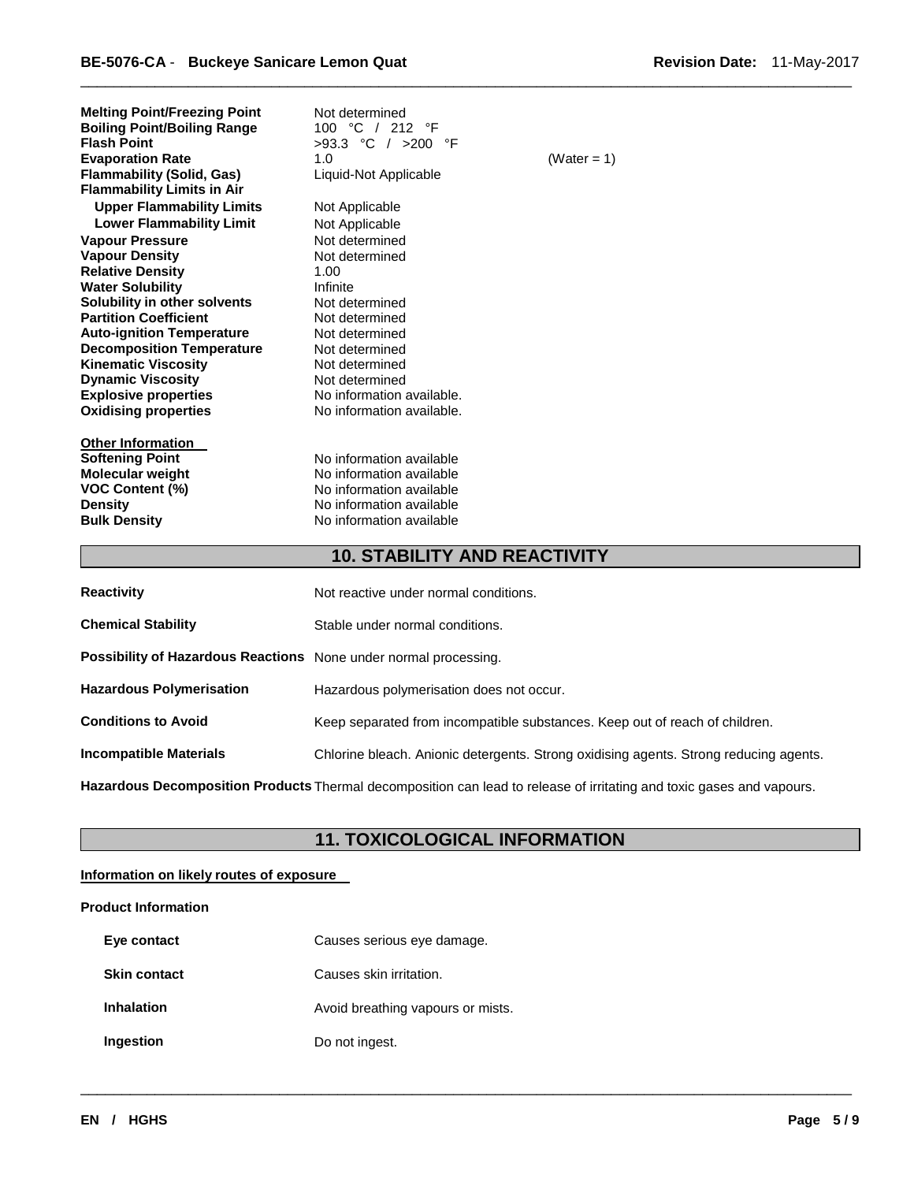| Property | Value | Remarks |
|---|---|---|
| **Melting Point/Freezing Point** | Not determined | |
| **Boiling Point/Boiling Range** | 100 °C / 212 °F | |
| **Flash Point** | >93.3 °C / >200 °F | |
| **Evaporation Rate** | 1.0 | (Water = 1) |
| **Flammability (Solid, Gas)** | Liquid-Not Applicable | |
| **Flammability Limits in Air** | | |
| **Upper Flammability Limits** | Not Applicable | |
| **Lower Flammability Limit** | Not Applicable | |
| **Vapour Pressure** | Not determined | |
| **Vapour Density** | Not determined | |
| **Relative Density** | 1.00 | |
| **Water Solubility** | Infinite | |
| **Solubility in other solvents** | Not determined | |
| **Partition Coefficient** | Not determined | |
| **Auto-ignition Temperature** | Not determined | |
| **Decomposition Temperature** | Not determined | |
| **Kinematic Viscosity** | Not determined | |
| **Dynamic Viscosity** | Not determined | |
| **Explosive properties** | No information available. | |
| **Oxidising properties** | No information available. | |

**Other Information**

| Property | Value |
|---|---|
| **Softening Point** | No information available |
| **Molecular weight** | No information available |
| **VOC Content (%)** | No information available |
| **Density** | No information available |
| **Bulk Density** | No information available |

## 10. STABILITY AND REACTIVITY

**Reactivity** Not reactive under normal conditions.

**Chemical Stability** Stable under normal conditions.

**Possibility of Hazardous Reactions** None under normal processing.

**Hazardous Polymerisation** Hazardous polymerisation does not occur.

**Conditions to Avoid** Keep separated from incompatible substances. Keep out of reach of children.

**Incompatible Materials** Chlorine bleach. Anionic detergents. Strong oxidising agents. Strong reducing agents.

**Hazardous Decomposition Products** Thermal decomposition can lead to release of irritating and toxic gases and vapours.

## 11. TOXICOLOGICAL INFORMATION

**Information on likely routes of exposure**

**Product Information**

**Eye contact** Causes serious eye damage.

**Skin contact** Causes skin irritation.

**Inhalation** Avoid breathing vapours or mists.

**Ingestion** Do not ingest.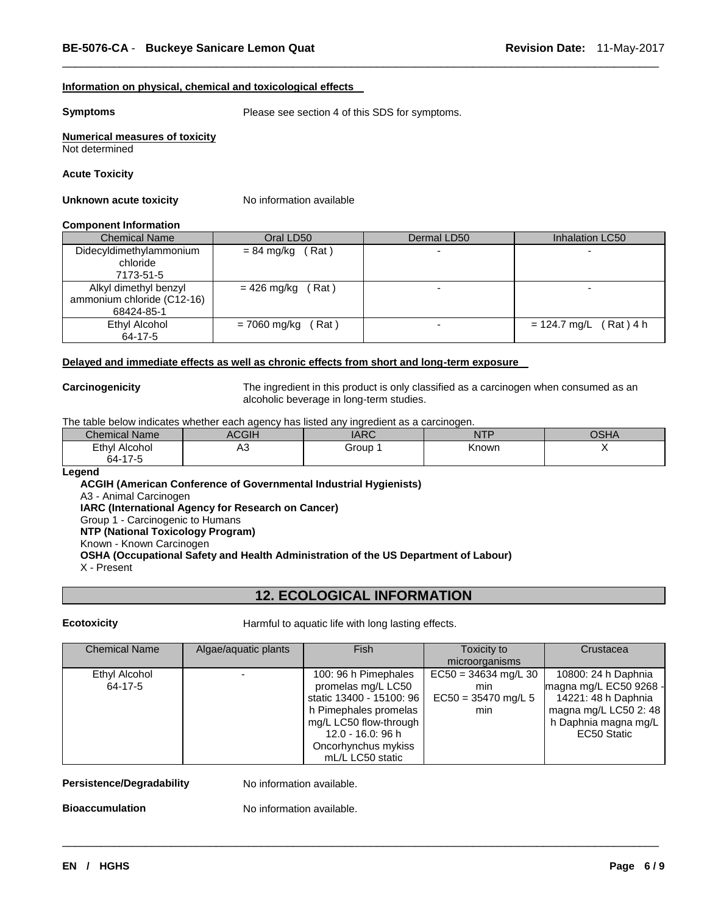**Information on physical, chemical and toxicological effects**

**Symptoms** Please see section 4 of this SDS for symptoms.

**Numerical measures of toxicity**
Not determined

**Acute Toxicity**

**Unknown acute toxicity** No information available

**Component Information**

| Chemical Name | Oral LD50 | Dermal LD50 | Inhalation LC50 |
|---|---|---|---|
| Didecyldimethylammonium chloride<br>7173-51-5 | = 84 mg/kg ( Rat ) | - | - |
| Alkyl dimethyl benzyl ammonium chloride (C12-16)<br>68424-85-1 | = 426 mg/kg ( Rat ) | - | - |
| Ethyl Alcohol<br>64-17-5 | = 7060 mg/kg ( Rat ) | - | = 124.7 mg/L ( Rat ) 4 h |

**Delayed and immediate effects as well as chronic effects from short and long-term exposure**

**Carcinogenicity** The ingredient in this product is only classified as a carcinogen when consumed as an alcoholic beverage in long-term studies.

The table below indicates whether each agency has listed any ingredient as a carcinogen.

| Chemical Name | ACGIH | IARC | NTP | OSHA |
|---|---|---|---|---|
| Ethyl Alcohol<br>64-17-5 | A3 | Group 1 | Known | X |

**Legend**

**ACGIH (American Conference of Governmental Industrial Hygienists)**
A3 - Animal Carcinogen
**IARC (International Agency for Research on Cancer)**
Group 1 - Carcinogenic to Humans
**NTP (National Toxicology Program)**
Known - Known Carcinogen
**OSHA (Occupational Safety and Health Administration of the US Department of Labour)**
X - Present

## 12. ECOLOGICAL INFORMATION

**Ecotoxicity** Harmful to aquatic life with long lasting effects.

| Chemical Name | Algae/aquatic plants | Fish | Toxicity to microorganisms | Crustacea |
|---|---|---|---|---|
| Ethyl Alcohol<br>64-17-5 | - | 100: 96 h Pimephales promelas mg/L LC50 static 13400 - 15100: 96 h Pimephales promelas mg/L LC50 flow-through 12.0 - 16.0: 96 h Oncorhynchus mykiss mL/L LC50 static | EC50 = 34634 mg/L 30 min<br>EC50 = 35470 mg/L 5 min | 10800: 24 h Daphnia magna mg/L EC50 9268 - 14221: 48 h Daphnia magna mg/L LC50 2: 48 h Daphnia magna mg/L EC50 Static |

**Persistence/Degradability** No information available.

**Bioaccumulation** No information available.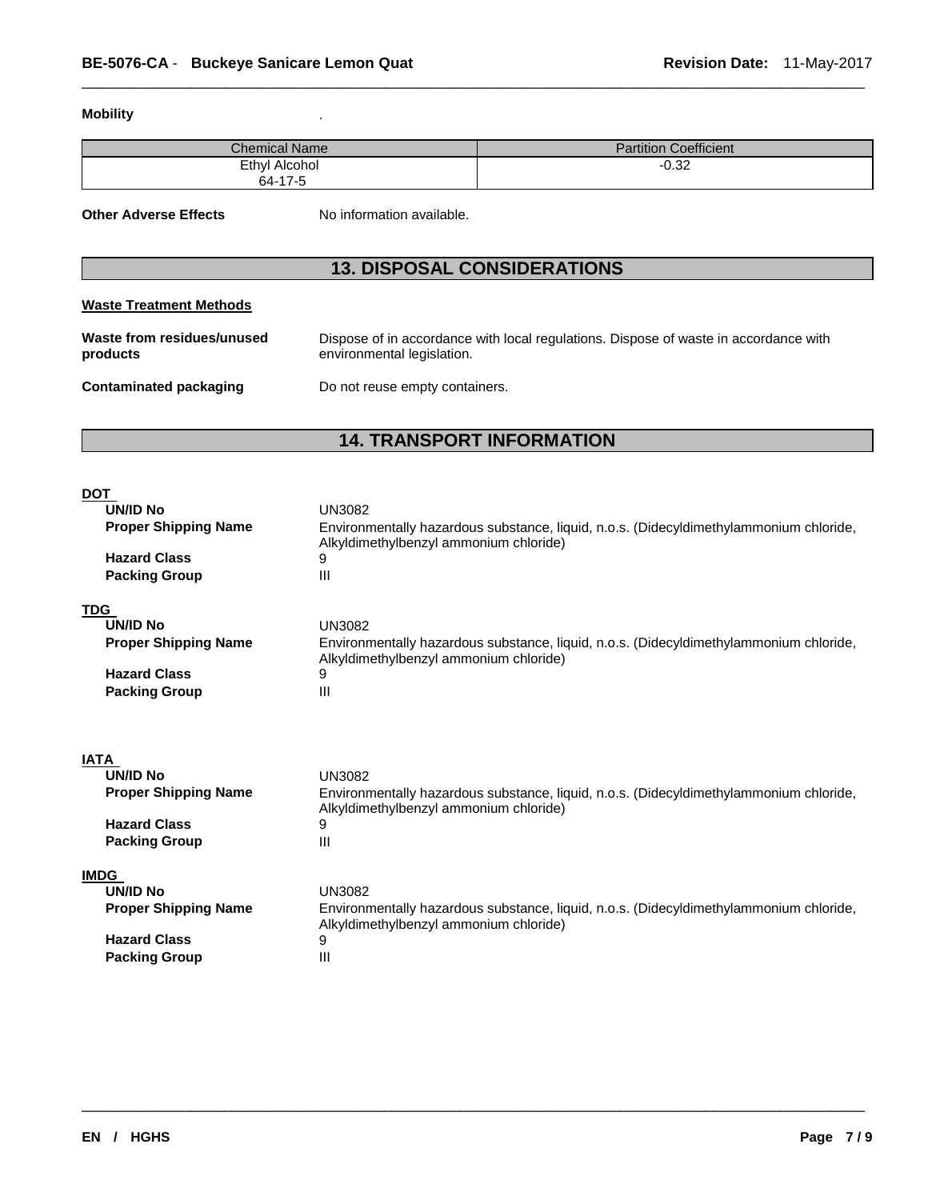**Mobility** .

| Chemical Name | Partition Coefficient |
|---|---|
| Ethyl Alcohol 64-17-5 | -0.32 |

**Other Adverse Effects** No information available.

## 13. DISPOSAL CONSIDERATIONS

**Waste Treatment Methods**

**Waste from residues/unused products** Dispose of in accordance with local regulations. Dispose of waste in accordance with environmental legislation.

**Contaminated packaging** Do not reuse empty containers.

## 14. TRANSPORT INFORMATION

**DOT**

**UN/ID No** UN3082

**Proper Shipping Name** Environmentally hazardous substance, liquid, n.o.s. (Didecyldimethylammonium chloride, Alkyldimethylbenzyl ammonium chloride)

**Hazard Class** 9

**Packing Group** III

**TDG**

**UN/ID No** UN3082

**Proper Shipping Name** Environmentally hazardous substance, liquid, n.o.s. (Didecyldimethylammonium chloride, Alkyldimethylbenzyl ammonium chloride)

**Hazard Class** 9

**Packing Group** III

**IATA**

**UN/ID No** UN3082

**Proper Shipping Name** Environmentally hazardous substance, liquid, n.o.s. (Didecyldimethylammonium chloride, Alkyldimethylbenzyl ammonium chloride)

**Hazard Class** 9

**Packing Group** III

**IMDG**

**UN/ID No** UN3082

**Proper Shipping Name** Environmentally hazardous substance, liquid, n.o.s. (Didecyldimethylammonium chloride, Alkyldimethylbenzyl ammonium chloride)

**Hazard Class** 9

**Packing Group** III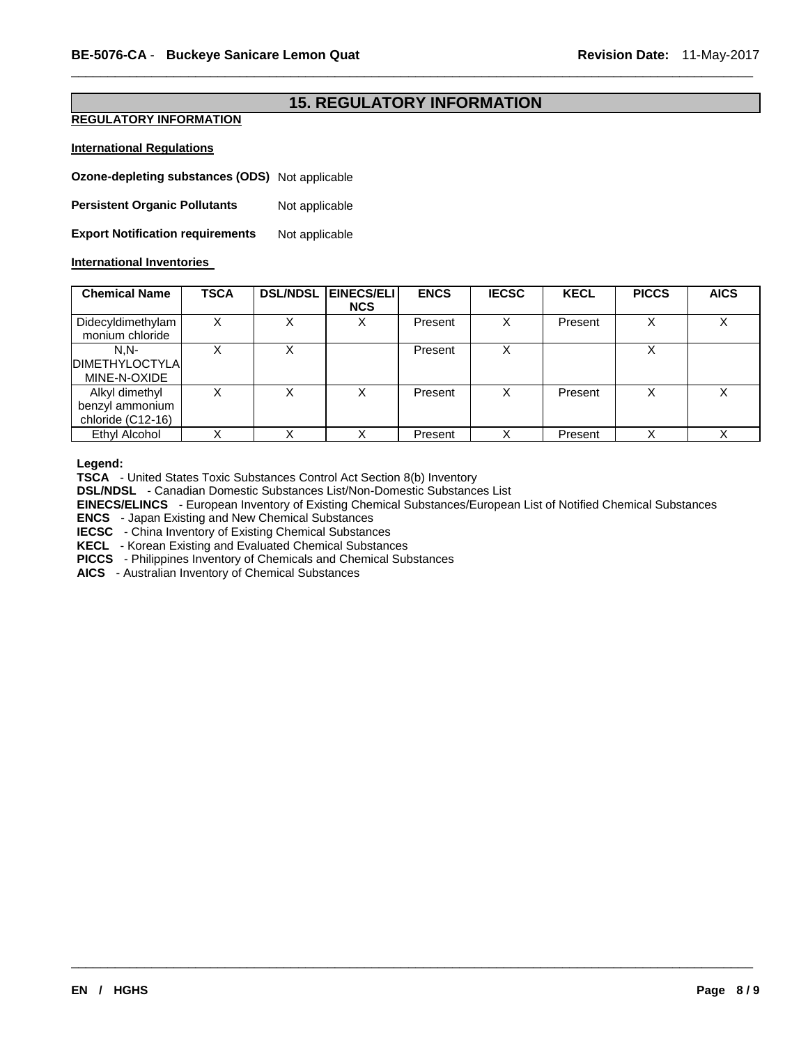## 15. REGULATORY INFORMATION

**REGULATORY INFORMATION**

**International Regulations**

**Ozone-depleting substances (ODS)** Not applicable

**Persistent Organic Pollutants** Not applicable

**Export Notification requirements** Not applicable

**International Inventories**

| Chemical Name | TSCA | DSL/NDSL | EINECS/ELINCS | ENCS | IECSC | KECL | PICCS | AICS |
|---|---|---|---|---|---|---|---|---|
| Didecyldimethylammonium chloride | X | X | X | Present | X | Present | X | X |
| N,N-DIMETHYLOCTYLAMINE-N-OXIDE | X | X | | Present | X | | X | |
| Alkyl dimethyl benzyl ammonium chloride (C12-16) | X | X | X | Present | X | Present | X | X |
| Ethyl Alcohol | X | X | X | Present | X | Present | X | X |

**Legend:**
**TSCA** - United States Toxic Substances Control Act Section 8(b) Inventory
**DSL/NDSL** - Canadian Domestic Substances List/Non-Domestic Substances List
**EINECS/ELINCS** - European Inventory of Existing Chemical Substances/European List of Notified Chemical Substances
**ENCS** - Japan Existing and New Chemical Substances
**IECSC** - China Inventory of Existing Chemical Substances
**KECL** - Korean Existing and Evaluated Chemical Substances
**PICCS** - Philippines Inventory of Chemicals and Chemical Substances
**AICS** - Australian Inventory of Chemical Substances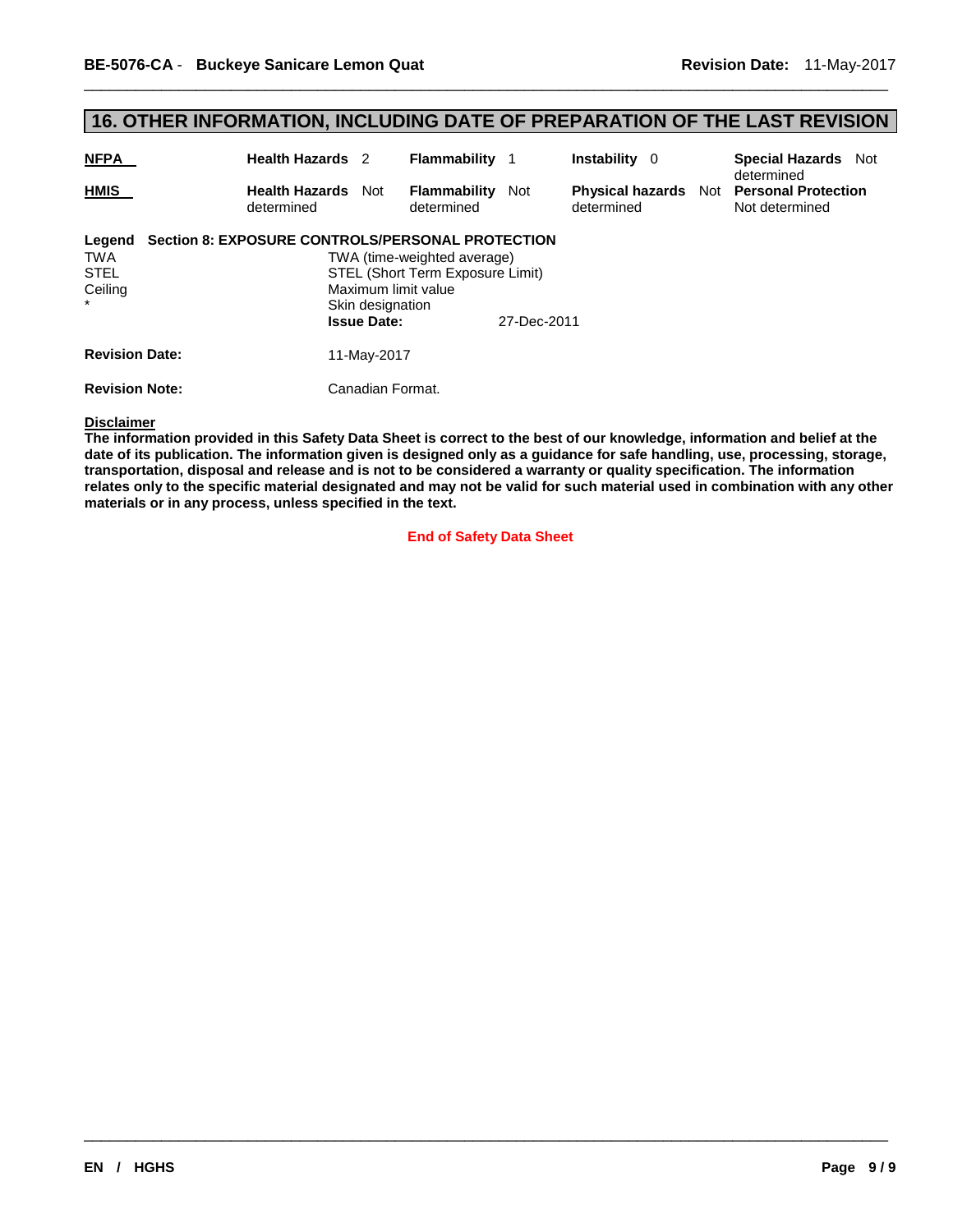## 16. OTHER INFORMATION, INCLUDING DATE OF PREPARATION OF THE LAST REVISION

| | | | | |
|---|---|---|---|---|
| **NFPA** | **Health Hazards** 2 | **Flammability** 1 | **Instability** 0 | **Special Hazards** Not determined |
| **HMIS** | **Health Hazards** Not determined | **Flammability** Not determined | **Physical hazards** Not determined | **Personal Protection** Not determined |

**Legend Section 8: EXPOSURE CONTROLS/PERSONAL PROTECTION**

| | |
|---|---|
| TWA | TWA (time-weighted average) |
| STEL | STEL (Short Term Exposure Limit) |
| Ceiling | Maximum limit value |
| * | Skin designation |

**Issue Date:** 27-Dec-2011

**Revision Date:** 11-May-2017

**Revision Note:** Canadian Format.

**Disclaimer**

**The information provided in this Safety Data Sheet is correct to the best of our knowledge, information and belief at the date of its publication. The information given is designed only as a guidance for safe handling, use, processing, storage, transportation, disposal and release and is not to be considered a warranty or quality specification. The information relates only to the specific material designated and may not be valid for such material used in combination with any other materials or in any process, unless specified in the text.**

**End of Safety Data Sheet**